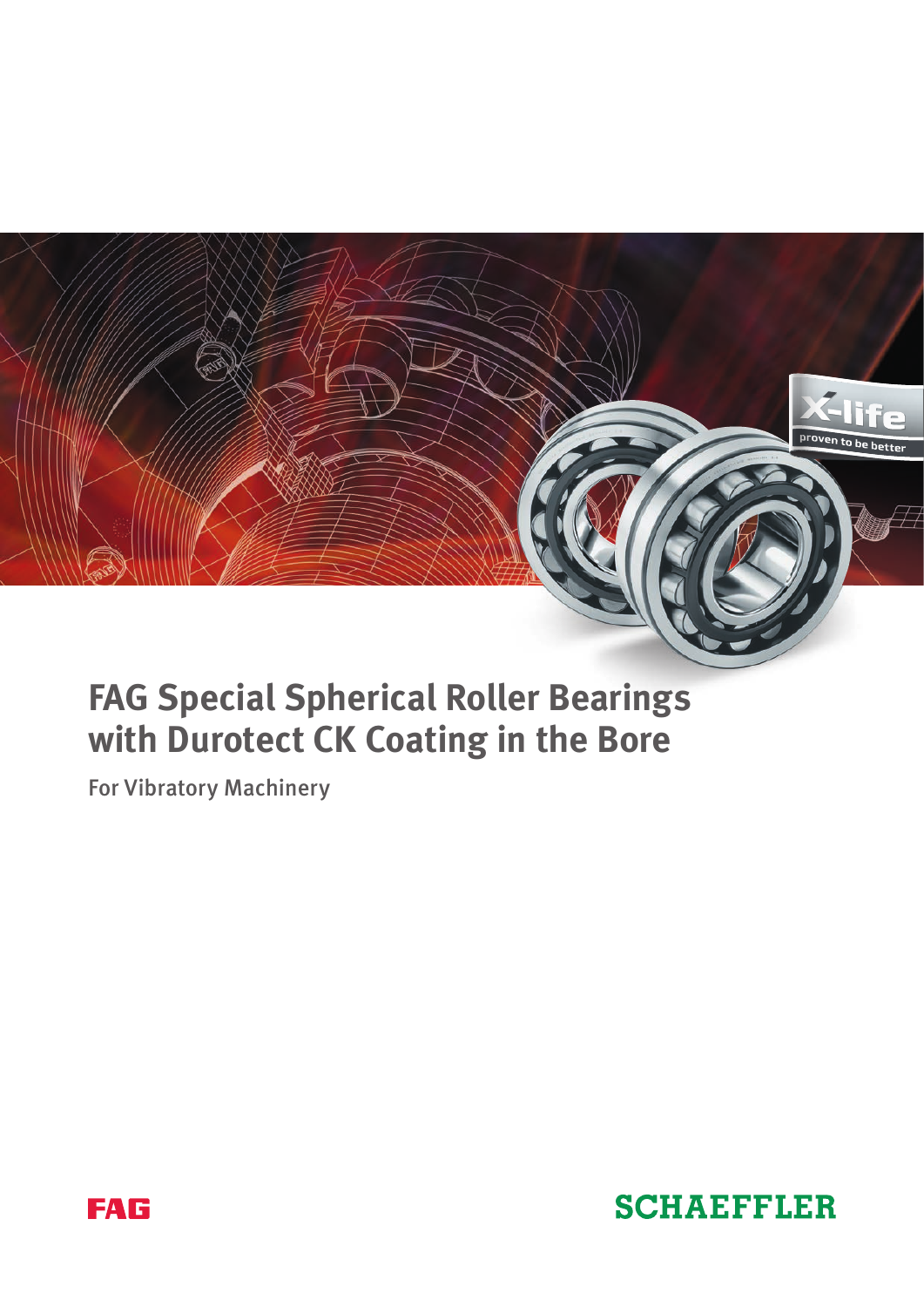# FAG Special Spherical Roller Bearings with Durotect CK Coating in the Bore

For Vibratory Machinery

FAG

SCHAEFFLER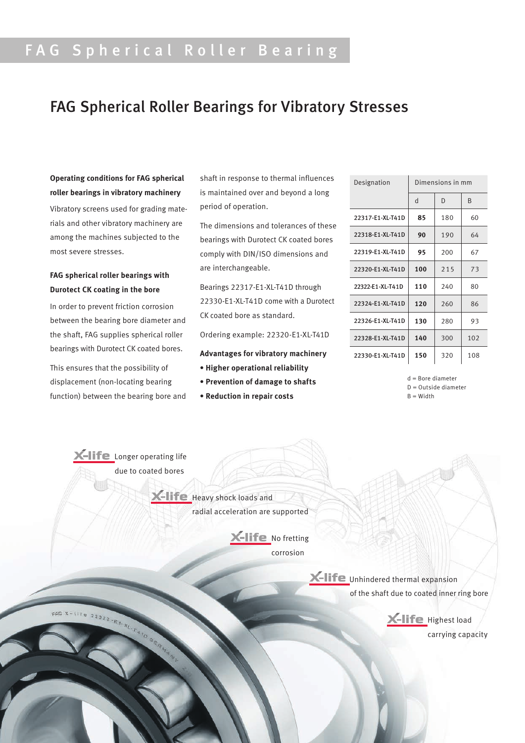# FAG Spherical Roller Bearing

## FAG Spherical Roller Bearings for Vibratory Stresses

**Operating conditions for FAG spherical roller bearings in vibratory machinery**

Vibratory screens used for grading materials and other vibratory machinery are among the machines subjected to the most severe stresses.

**FAG spherical roller bearings with Durotect CK coating in the bore**

In order to prevent friction corrosion between the bearing bore diameter and the shaft, FAG supplies spherical roller bearings with Durotect CK coated bores.

This ensures that the possibility of displacement (non-locating bearing function) between the bearing bore and shaft in response to thermal influences is maintained over and beyond a long period of operation.

The dimensions and tolerances of these bearings with Durotect CK coated bores comply with DIN/ISO dimensions and are interchangeable.

Bearings 22317-E1-XL-T41D through 22330-E1-XL-T41D come with a Durotect CK coated bore as standard.

Ordering example: 22320-E1-XL-T41D

**Advantages for vibratory machinery**

- **Higher operational reliability**
- **Prevention of damage to shafts**
- **Reduction in repair costs**

| Designation | Dimensions in mm | | |
|---|---|---|---|
| | d | D | B |
| 22317-E1-XL-T41D | **85** | 180 | 60 |
| 22318-E1-XL-T41D | **90** | 190 | 64 |
| 22319-E1-XL-T41D | **95** | 200 | 67 |
| 22320-E1-XL-T41D | **100** | 215 | 73 |
| 22322-E1-XL-T41D | **110** | 240 | 80 |
| 22324-E1-XL-T41D | **120** | 260 | 86 |
| 22326-E1-XL-T41D | **130** | 280 | 93 |
| 22328-E1-XL-T41D | **140** | 300 | 102 |
| 22330-E1-XL-T41D | **150** | 320 | 108 |

d = Bore diameter
D = Outside diameter
B = Width

X-life Longer operating life due to coated bores

X-life Heavy shock loads and radial acceleration are supported

X-life No fretting corrosion

X-life Unhindered thermal expansion of the shaft due to coated inner ring bore

X-life Highest load carrying capacity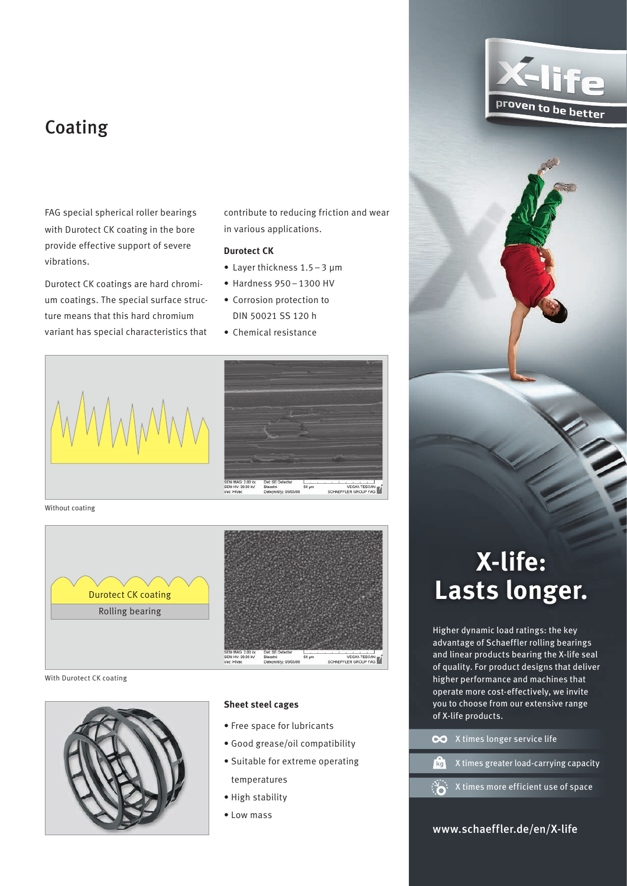# Coating

FAG special spherical roller bearings with Durotect CK coating in the bore provide effective support of severe vibrations.

Durotect CK coatings are hard chromium coatings. The special surface structure means that this hard chromium variant has special characteristics that contribute to reducing friction and wear in various applications.

**Durotect CK**

- Layer thickness 1.5 – 3 µm
- Hardness 950 – 1300 HV
- Corrosion protection to DIN 50021 SS 120 h
- Chemical resistance

Without coating

Durotect CK coating

Rolling bearing

With Durotect CK coating

**Sheet steel cages**

- Free space for lubricants
- Good grease/oil compatibility
- Suitable for extreme operating temperatures
- High stability
- Low mass

X-life

proven to be better

# X-life: Lasts longer.

Higher dynamic load ratings: the key advantage of Schaeffler rolling bearings and linear products bearing the X-life seal of quality. For product designs that deliver higher performance and machines that operate more cost-effectively, we invite you to choose from our extensive range of X-life products.

- X times longer service life
- X times greater load-carrying capacity
- X times more efficient use of space

www.schaeffler.de/en/X-life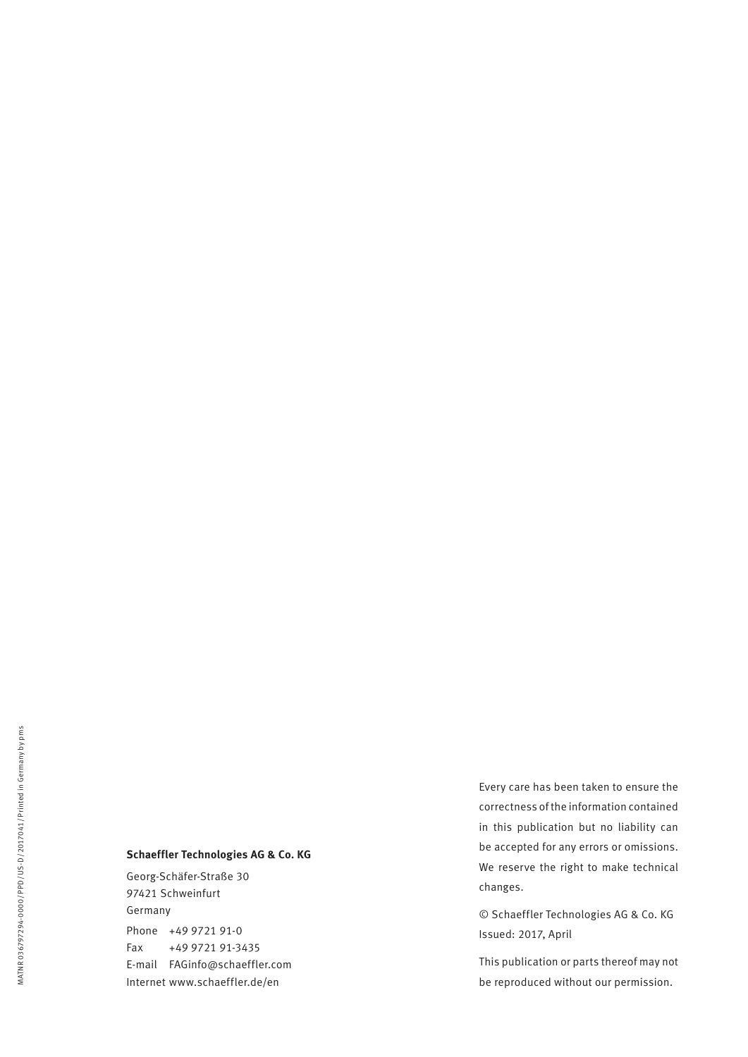MATNR 036797294-0000 / PPD / US-D / 2017041 / Printed in Germany by pms

**Schaeffler Technologies AG & Co. KG**

Georg-Schäfer-Straße 30
97421 Schweinfurt
Germany

Phone +49 9721 91-0
Fax +49 9721 91-3435
E-mail FAGinfo@schaeffler.com
Internet www.schaeffler.de/en

Every care has been taken to ensure the correctness of the information contained in this publication but no liability can be accepted for any errors or omissions. We reserve the right to make technical changes.

© Schaeffler Technologies AG & Co. KG
Issued: 2017, April

This publication or parts thereof may not be reproduced without our permission.